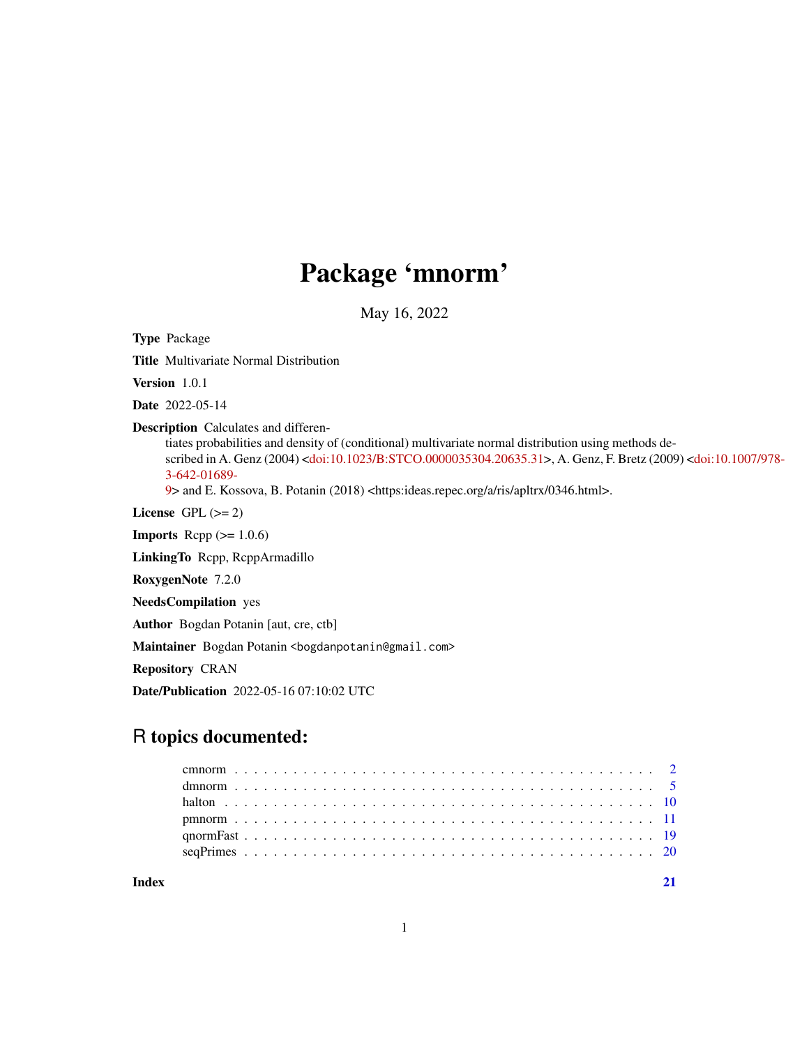# Package 'mnorm'

May 16, 2022

**Type** Package

**Title** Multivariate Normal Distribution

**Version** 1.0.1

**Date** 2022-05-14

**Description** Calculates and differentiates probabilities and density of (conditional) multivariate normal distribution using methods described in A. Genz (2004) <doi:10.1023/B:STCO.0000035304.20635.31>, A. Genz, F. Bretz (2009) <doi:10.1007/978-3-642-01689-9> and E. Kossova, B. Potanin (2018) <https:ideas.repec.org/a/ris/apltrx/0346.html>.

**License** GPL (>= 2)

**Imports** Rcpp (>= 1.0.6)

**LinkingTo** Rcpp, RcppArmadillo

**RoxygenNote** 7.2.0

**NeedsCompilation** yes

**Author** Bogdan Potanin [aut, cre, ctb]

**Maintainer** Bogdan Potanin <bogdanpotanin@gmail.com>

**Repository** CRAN

**Date/Publication** 2022-05-16 07:10:02 UTC

## R topics documented:

| | |
|---|---|
| cmnorm | 2 |
| dmnorm | 5 |
| halton | 10 |
| pmnorm | 11 |
| qnormFast | 19 |
| seqPrimes | 20 |
| **Index** | **21** |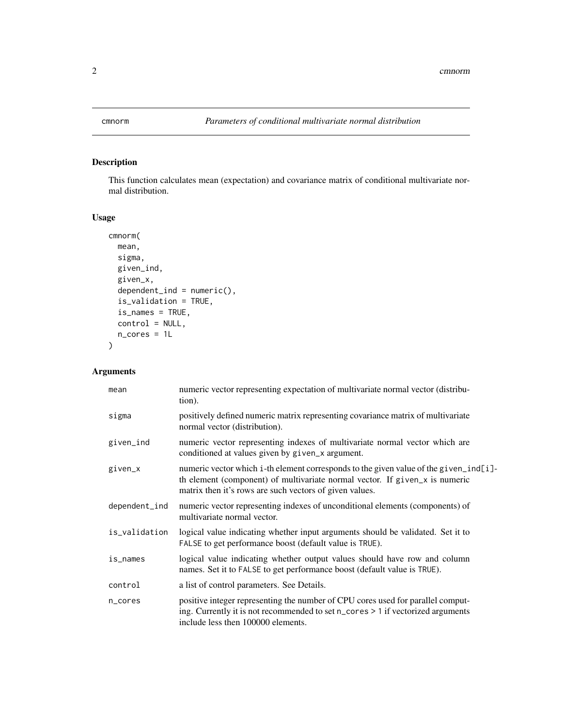cmnorm *Parameters of conditional multivariate normal distribution*

## Description

This function calculates mean (expectation) and covariance matrix of conditional multivariate normal distribution.

## Usage

```
cmnorm(
  mean,
  sigma,
  given_ind,
  given_x,
  dependent_ind = numeric(),
  is_validation = TRUE,
  is_names = TRUE,
  control = NULL,
  n_cores = 1L
)
```

## Arguments

| Argument | Description |
|---|---|
| `mean` | numeric vector representing expectation of multivariate normal vector (distribution). |
| `sigma` | positively defined numeric matrix representing covariance matrix of multivariate normal vector (distribution). |
| `given_ind` | numeric vector representing indexes of multivariate normal vector which are conditioned at values given by `given_x` argument. |
| `given_x` | numeric vector which `i`-th element corresponds to the given value of the `given_ind[i]`-th element (component) of multivariate normal vector. If `given_x` is numeric matrix then it's rows are such vectors of given values. |
| `dependent_ind` | numeric vector representing indexes of unconditional elements (components) of multivariate normal vector. |
| `is_validation` | logical value indicating whether input arguments should be validated. Set it to `FALSE` to get performance boost (default value is `TRUE`). |
| `is_names` | logical value indicating whether output values should have row and column names. Set it to `FALSE` to get performance boost (default value is `TRUE`). |
| `control` | a list of control parameters. See Details. |
| `n_cores` | positive integer representing the number of CPU cores used for parallel computing. Currently it is not recommended to set `n_cores > 1` if vectorized arguments include less then 100000 elements. |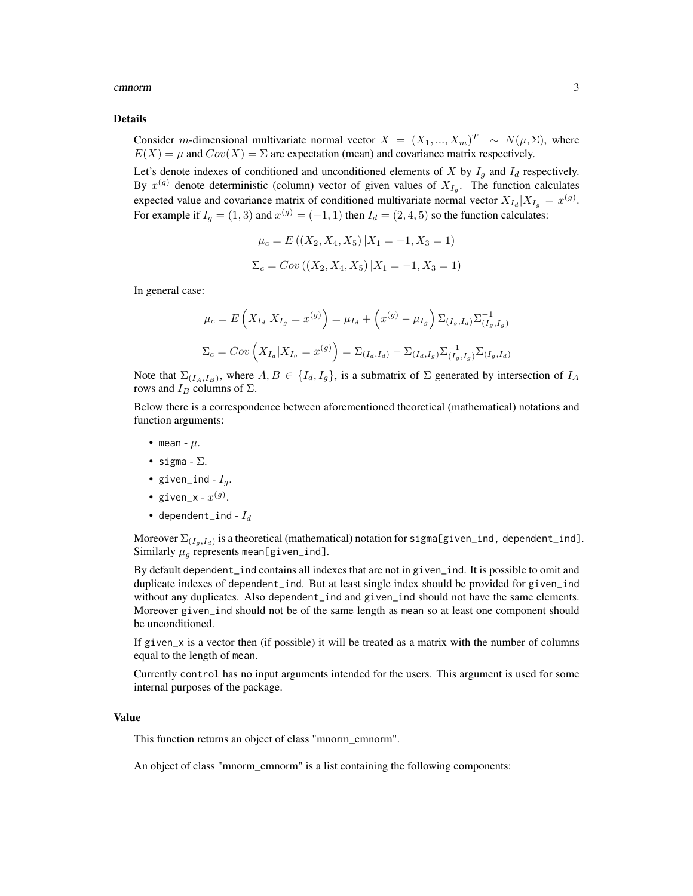### Details

Consider $m$-dimensional multivariate normal vector $X = (X_1, ..., X_m)^T \sim N(\mu, \Sigma)$, where $E(X) = \mu$ and $Cov(X) = \Sigma$ are expectation (mean) and covariance matrix respectively.

Let's denote indexes of conditioned and unconditioned elements of $X$ by $I_g$ and $I_d$ respectively. By $x^{(g)}$ denote deterministic (column) vector of given values of $X_{I_g}$. The function calculates expected value and covariance matrix of conditioned multivariate normal vector $X_{I_d}|X_{I_g} = x^{(g)}$. For example if $I_g = (1, 3)$ and $x^{(g)} = (-1, 1)$ then $I_d = (2, 4, 5)$ so the function calculates:

$$\mu_c = E\left((X_2, X_4, X_5)\,|X_1 = -1, X_3 = 1\right)$$

$$\Sigma_c = Cov\left((X_2, X_4, X_5)\,|X_1 = -1, X_3 = 1\right)$$

In general case:

$$\mu_c = E\left(X_{I_d}|X_{I_g} = x^{(g)}\right) = \mu_{I_d} + \left(x^{(g)} - \mu_{I_g}\right)\Sigma_{(I_g, I_d)}\Sigma^{-1}_{(I_g, I_g)}$$

$$\Sigma_c = Cov\left(X_{I_d}|X_{I_g} = x^{(g)}\right) = \Sigma_{(I_d, I_d)} - \Sigma_{(I_d, I_g)}\Sigma^{-1}_{(I_g, I_g)}\Sigma_{(I_g, I_d)}$$

Note that $\Sigma_{(I_A, I_B)}$, where $A, B \in \{I_d, I_g\}$, is a submatrix of $\Sigma$ generated by intersection of $I_A$ rows and $I_B$ columns of $\Sigma$.

Below there is a correspondence between aforementioned theoretical (mathematical) notations and function arguments:

- `mean` - $\mu$.
- `sigma` - $\Sigma$.
- `given_ind` - $I_g$.
- `given_x` - $x^{(g)}$.
- `dependent_ind` - $I_d$

Moreover $\Sigma_{(I_g, I_d)}$ is a theoretical (mathematical) notation for `sigma[given_ind, dependent_ind]`. Similarly $\mu_g$ represents `mean[given_ind]`.

By default `dependent_ind` contains all indexes that are not in `given_ind`. It is possible to omit and duplicate indexes of `dependent_ind`. But at least single index should be provided for `given_ind` without any duplicates. Also `dependent_ind` and `given_ind` should not have the same elements. Moreover `given_ind` should not be of the same length as `mean` so at least one component should be unconditioned.

If `given_x` is a vector then (if possible) it will be treated as a matrix with the number of columns equal to the length of `mean`.

Currently `control` has no input arguments intended for the users. This argument is used for some internal purposes of the package.

### Value

This function returns an object of class "mnorm_cmnorm".

An object of class "mnorm_cmnorm" is a list containing the following components: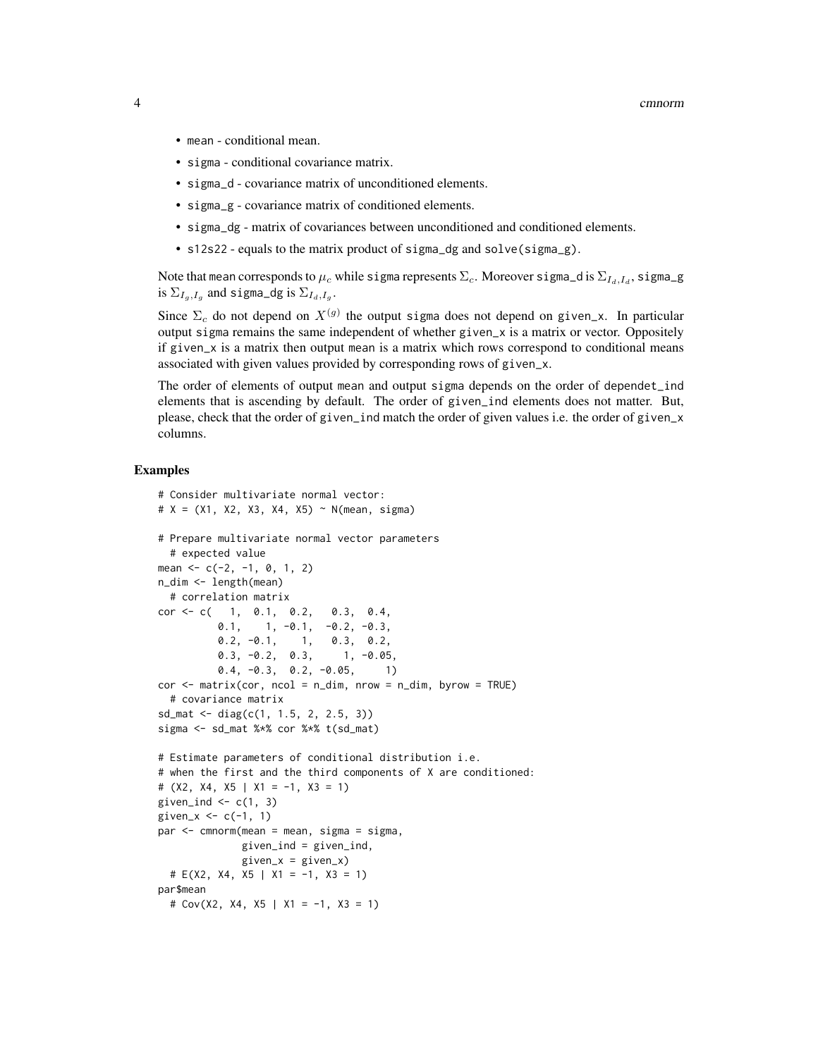- `mean` - conditional mean.
- `sigma` - conditional covariance matrix.
- `sigma_d` - covariance matrix of unconditioned elements.
- `sigma_g` - covariance matrix of conditioned elements.
- `sigma_dg` - matrix of covariances between unconditioned and conditioned elements.
- `s12s22` - equals to the matrix product of `sigma_dg` and `solve(sigma_g)`.

Note that `mean` corresponds to $\mu_c$ while `sigma` represents $\Sigma_c$. Moreover `sigma_d` is $\Sigma_{I_d,I_d}$, `sigma_g` is $\Sigma_{I_g,I_g}$ and `sigma_dg` is $\Sigma_{I_d,I_g}$.

Since $\Sigma_c$ do not depend on $X^{(g)}$ the output `sigma` does not depend on `given_x`. In particular output `sigma` remains the same independent of whether `given_x` is a matrix or vector. Oppositely if `given_x` is a matrix then output `mean` is a matrix which rows correspond to conditional means associated with given values provided by corresponding rows of `given_x`.

The order of elements of output `mean` and output `sigma` depends on the order of `dependet_ind` elements that is ascending by default. The order of `given_ind` elements does not matter. But, please, check that the order of `given_ind` match the order of given values i.e. the order of `given_x` columns.

## Examples

```
# Consider multivariate normal vector:
# X = (X1, X2, X3, X4, X5) ~ N(mean, sigma)

# Prepare multivariate normal vector parameters
  # expected value
mean <- c(-2, -1, 0, 1, 2)
n_dim <- length(mean)
  # correlation matrix
cor <- c(   1,  0.1,  0.2,   0.3,  0.4,
          0.1,    1, -0.1,  -0.2, -0.3,
          0.2, -0.1,    1,   0.3,  0.2,
          0.3, -0.2,  0.3,     1, -0.05,
          0.4, -0.3,  0.2, -0.05,     1)
cor <- matrix(cor, ncol = n_dim, nrow = n_dim, byrow = TRUE)
  # covariance matrix
sd_mat <- diag(c(1, 1.5, 2, 2.5, 3))
sigma <- sd_mat %*% cor %*% t(sd_mat)

# Estimate parameters of conditional distribution i.e.
# when the first and the third components of X are conditioned:
# (X2, X4, X5 | X1 = -1, X3 = 1)
given_ind <- c(1, 3)
given_x <- c(-1, 1)
par <- cmnorm(mean = mean, sigma = sigma,
              given_ind = given_ind,
              given_x = given_x)
  # E(X2, X4, X5 | X1 = -1, X3 = 1)
par$mean
  # Cov(X2, X4, X5 | X1 = -1, X3 = 1)
```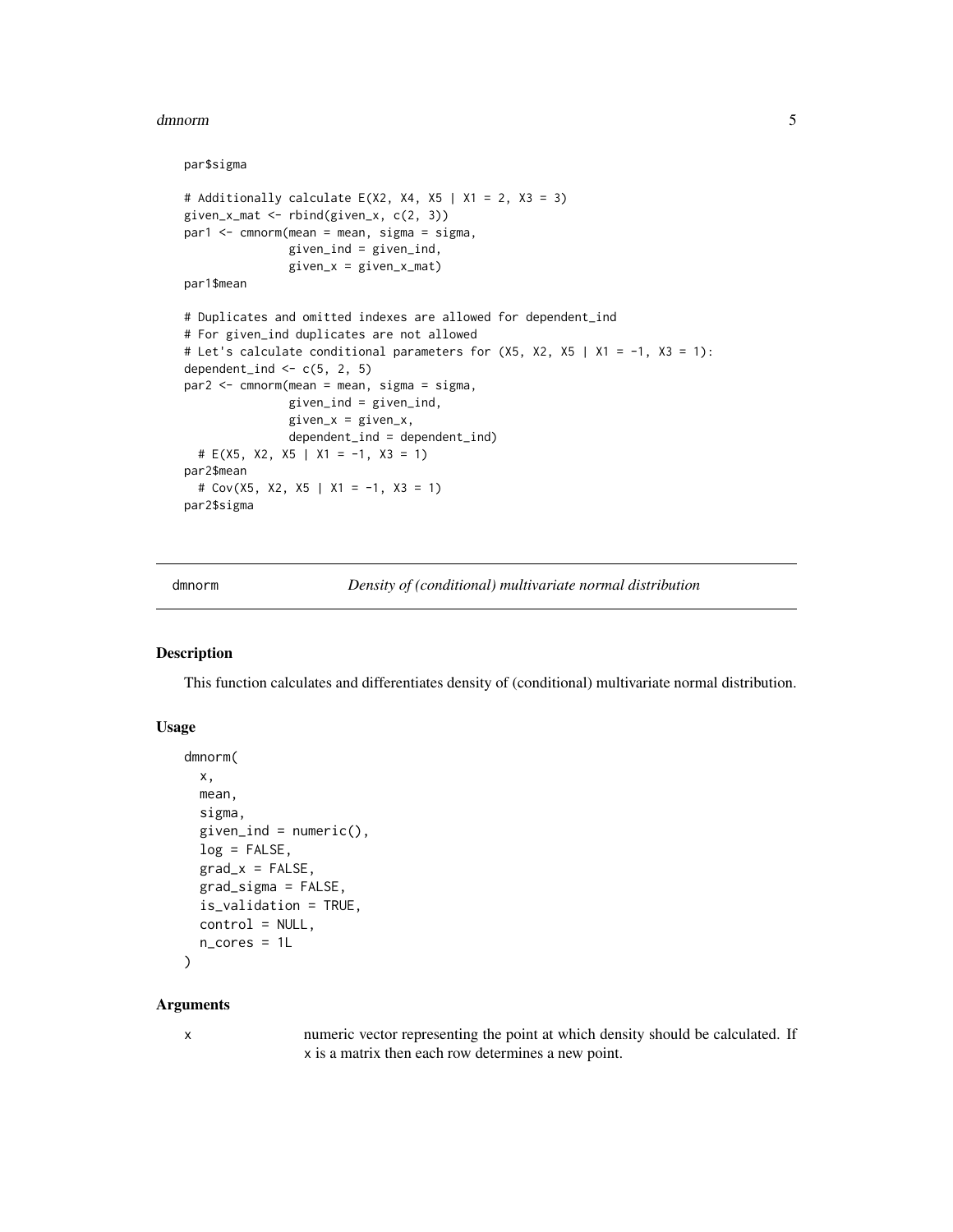```
par$sigma

# Additionally calculate E(X2, X4, X5 | X1 = 2, X3 = 3)
given_x_mat <- rbind(given_x, c(2, 3))
par1 <- cmnorm(mean = mean, sigma = sigma,
               given_ind = given_ind,
               given_x = given_x_mat)
par1$mean

# Duplicates and omitted indexes are allowed for dependent_ind
# For given_ind duplicates are not allowed
# Let's calculate conditional parameters for (X5, X2, X5 | X1 = -1, X3 = 1):
dependent_ind <- c(5, 2, 5)
par2 <- cmnorm(mean = mean, sigma = sigma,
               given_ind = given_ind,
               given_x = given_x,
               dependent_ind = dependent_ind)
  # E(X5, X2, X5 | X1 = -1, X3 = 1)
par2$mean
  # Cov(X5, X2, X5 | X1 = -1, X3 = 1)
par2$sigma
```

## dmnorm — *Density of (conditional) multivariate normal distribution*

### Description

This function calculates and differentiates density of (conditional) multivariate normal distribution.

### Usage

```
dmnorm(
  x,
  mean,
  sigma,
  given_ind = numeric(),
  log = FALSE,
  grad_x = FALSE,
  grad_sigma = FALSE,
  is_validation = TRUE,
  control = NULL,
  n_cores = 1L
)
```

### Arguments

`x` — numeric vector representing the point at which density should be calculated. If `x` is a matrix then each row determines a new point.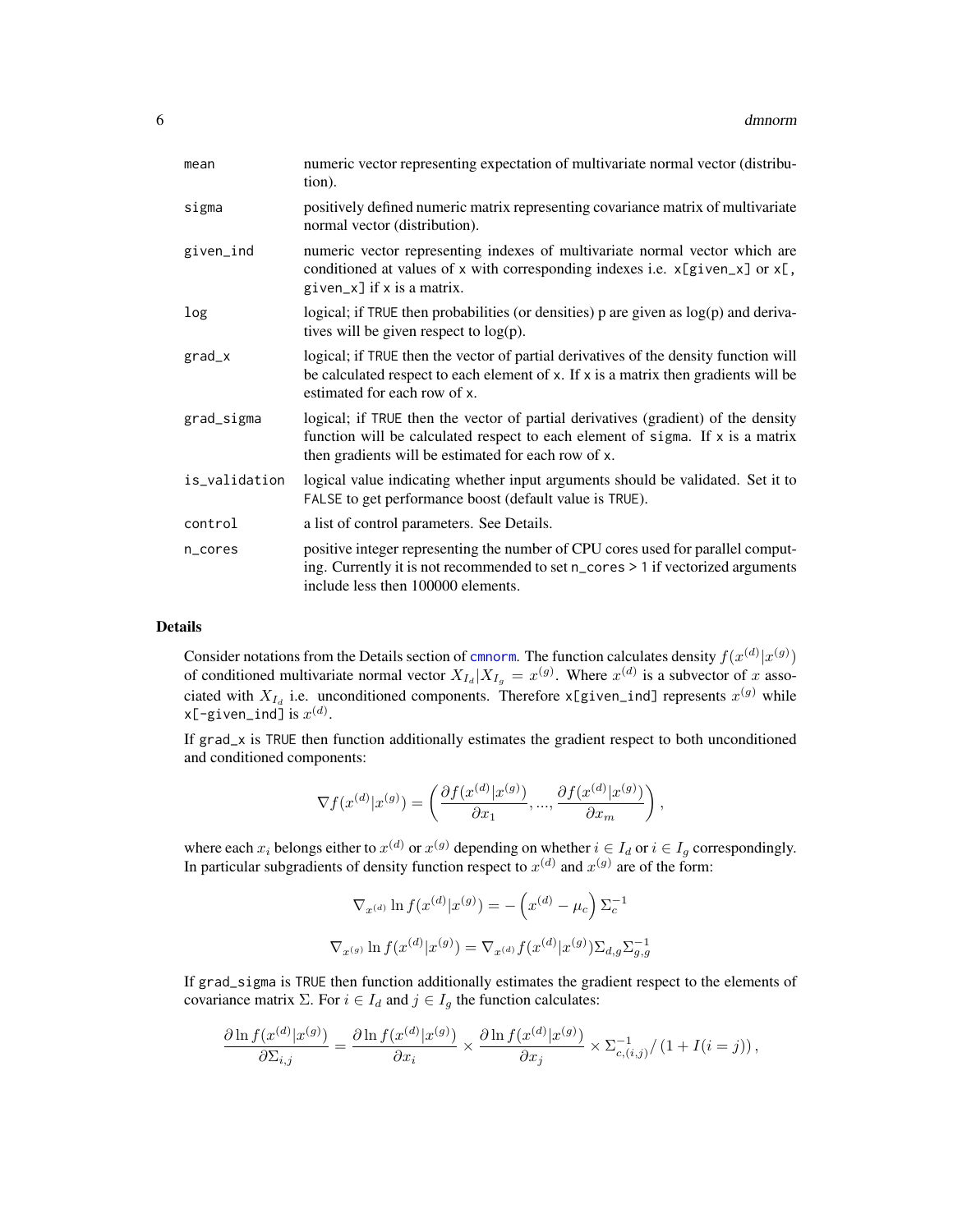| | |
|---|---|
| `mean` | numeric vector representing expectation of multivariate normal vector (distribution). |
| `sigma` | positively defined numeric matrix representing covariance matrix of multivariate normal vector (distribution). |
| `given_ind` | numeric vector representing indexes of multivariate normal vector which are conditioned at values of `x` with corresponding indexes i.e. `x[given_x]` or `x[, given_x]` if `x` is a matrix. |
| `log` | logical; if `TRUE` then probabilities (or densities) p are given as log(p) and derivatives will be given respect to log(p). |
| `grad_x` | logical; if `TRUE` then the vector of partial derivatives of the density function will be calculated respect to each element of `x`. If `x` is a matrix then gradients will be estimated for each row of `x`. |
| `grad_sigma` | logical; if `TRUE` then the vector of partial derivatives (gradient) of the density function will be calculated respect to each element of `sigma`. If `x` is a matrix then gradients will be estimated for each row of `x`. |
| `is_validation` | logical value indicating whether input arguments should be validated. Set it to `FALSE` to get performance boost (default value is `TRUE`). |
| `control` | a list of control parameters. See Details. |
| `n_cores` | positive integer representing the number of CPU cores used for parallel computing. Currently it is not recommended to set `n_cores > 1` if vectorized arguments include less then 100000 elements. |

## Details

Consider notations from the Details section of `cmnorm`. The function calculates density $f(x^{(d)}|x^{(g)})$ of conditioned multivariate normal vector $X_{I_d}|X_{I_g} = x^{(g)}$. Where $x^{(d)}$ is a subvector of $x$ associated with $X_{I_d}$ i.e. unconditioned components. Therefore `x[given_ind]` represents $x^{(g)}$ while `x[-given_ind]` is $x^{(d)}$.

If `grad_x` is `TRUE` then function additionally estimates the gradient respect to both unconditioned and conditioned components:

$$\nabla f(x^{(d)}|x^{(g)}) = \left(\frac{\partial f(x^{(d)}|x^{(g)})}{\partial x_1}, ..., \frac{\partial f(x^{(d)}|x^{(g)})}{\partial x_m}\right),$$

where each $x_i$ belongs either to $x^{(d)}$ or $x^{(g)}$ depending on whether $i \in I_d$ or $i \in I_g$ correspondingly. In particular subgradients of density function respect to $x^{(d)}$ and $x^{(g)}$ are of the form:

$$\nabla_{x^{(d)}} \ln f(x^{(d)}|x^{(g)}) = -\left(x^{(d)} - \mu_c\right)\Sigma_c^{-1}$$

$$\nabla_{x^{(g)}} \ln f(x^{(d)}|x^{(g)}) = \nabla_{x^{(d)}} f(x^{(d)}|x^{(g)})\Sigma_{d,g}\Sigma_{g,g}^{-1}$$

If `grad_sigma` is `TRUE` then function additionally estimates the gradient respect to the elements of covariance matrix $\Sigma$. For $i \in I_d$ and $j \in I_g$ the function calculates:

$$\frac{\partial \ln f(x^{(d)}|x^{(g)})}{\partial \Sigma_{i,j}} = \frac{\partial \ln f(x^{(d)}|x^{(g)})}{\partial x_i} \times \frac{\partial \ln f(x^{(d)}|x^{(g)})}{\partial x_j} \times \Sigma_{c,(i,j)}^{-1} / \left(1 + I(i = j)\right),$$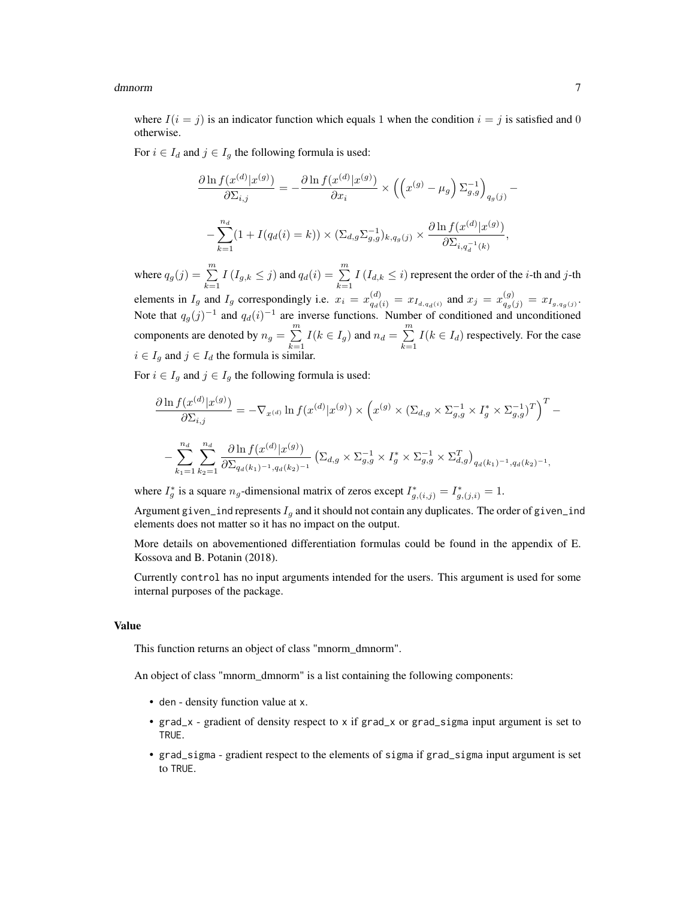where $I(i = j)$ is an indicator function which equals 1 when the condition $i = j$ is satisfied and 0 otherwise.

For $i \in I_d$ and $j \in I_g$ the following formula is used:

$$\frac{\partial \ln f(x^{(d)}|x^{(g)})}{\partial \Sigma_{i,j}} = -\frac{\partial \ln f(x^{(d)}|x^{(g)})}{\partial x_i} \times \left(\left(x^{(g)} - \mu_g\right) \Sigma_{g,g}^{-1}\right)_{q_g(j)} -$$

$$-\sum_{k=1}^{n_d} (1 + I(q_d(i) = k)) \times (\Sigma_{d,g}\Sigma_{g,g}^{-1})_{k,q_g(j)} \times \frac{\partial \ln f(x^{(d)}|x^{(g)})}{\partial \Sigma_{i,q_d^{-1}(k)}},$$

where $q_g(j) = \sum_{k=1}^{m} I\left(I_{g,k} \leq j\right)$ and $q_d(i) = \sum_{k=1}^{m} I\left(I_{d,k} \leq i\right)$ represent the order of the $i$-th and $j$-th elements in $I_g$ and $I_g$ correspondingly i.e. $x_i = x_{q_d(i)}^{(d)} = x_{I_{d,q_d(i)}}$ and $x_j = x_{q_g(j)}^{(g)} = x_{I_{g,q_g(j)}}$. Note that $q_g(j)^{-1}$ and $q_d(i)^{-1}$ are inverse functions. Number of conditioned and unconditioned components are denoted by $n_g = \sum_{k=1}^{m} I(k \in I_g)$ and $n_d = \sum_{k=1}^{m} I(k \in I_d)$ respectively. For the case $i \in I_g$ and $j \in I_d$ the formula is similar.

For $i \in I_g$ and $j \in I_g$ the following formula is used:

$$\frac{\partial \ln f(x^{(d)}|x^{(g)})}{\partial \Sigma_{i,j}} = -\nabla_{x^{(d)}} \ln f(x^{(d)}|x^{(g)}) \times \left(x^{(g)} \times (\Sigma_{d,g} \times \Sigma_{g,g}^{-1} \times I_g^* \times \Sigma_{g,g}^{-1})^T\right)^T -$$

$$-\sum_{k_1=1}^{n_d}\sum_{k_2=1}^{n_d} \frac{\partial \ln f(x^{(d)}|x^{(g)})}{\partial \Sigma_{q_d(k_1)^{-1},q_d(k_2)^{-1}}} \left(\Sigma_{d,g} \times \Sigma_{g,g}^{-1} \times I_g^* \times \Sigma_{g,g}^{-1} \times \Sigma_{d,g}^T\right)_{q_d(k_1)^{-1},q_d(k_2)^{-1}},$$

where $I_g^*$ is a square $n_g$-dimensional matrix of zeros except $I_{g,(i,j)}^* = I_{g,(j,i)}^* = 1$.

Argument given_ind represents $I_g$ and it should not contain any duplicates. The order of given_ind elements does not matter so it has no impact on the output.

More details on abovementioned differentiation formulas could be found in the appendix of E. Kossova and B. Potanin (2018).

Currently control has no input arguments intended for the users. This argument is used for some internal purposes of the package.

## Value

This function returns an object of class "mnorm_dmnorm".

An object of class "mnorm_dmnorm" is a list containing the following components:

- den - density function value at x.
- grad_x - gradient of density respect to x if grad_x or grad_sigma input argument is set to TRUE.
- grad_sigma - gradient respect to the elements of sigma if grad_sigma input argument is set to TRUE.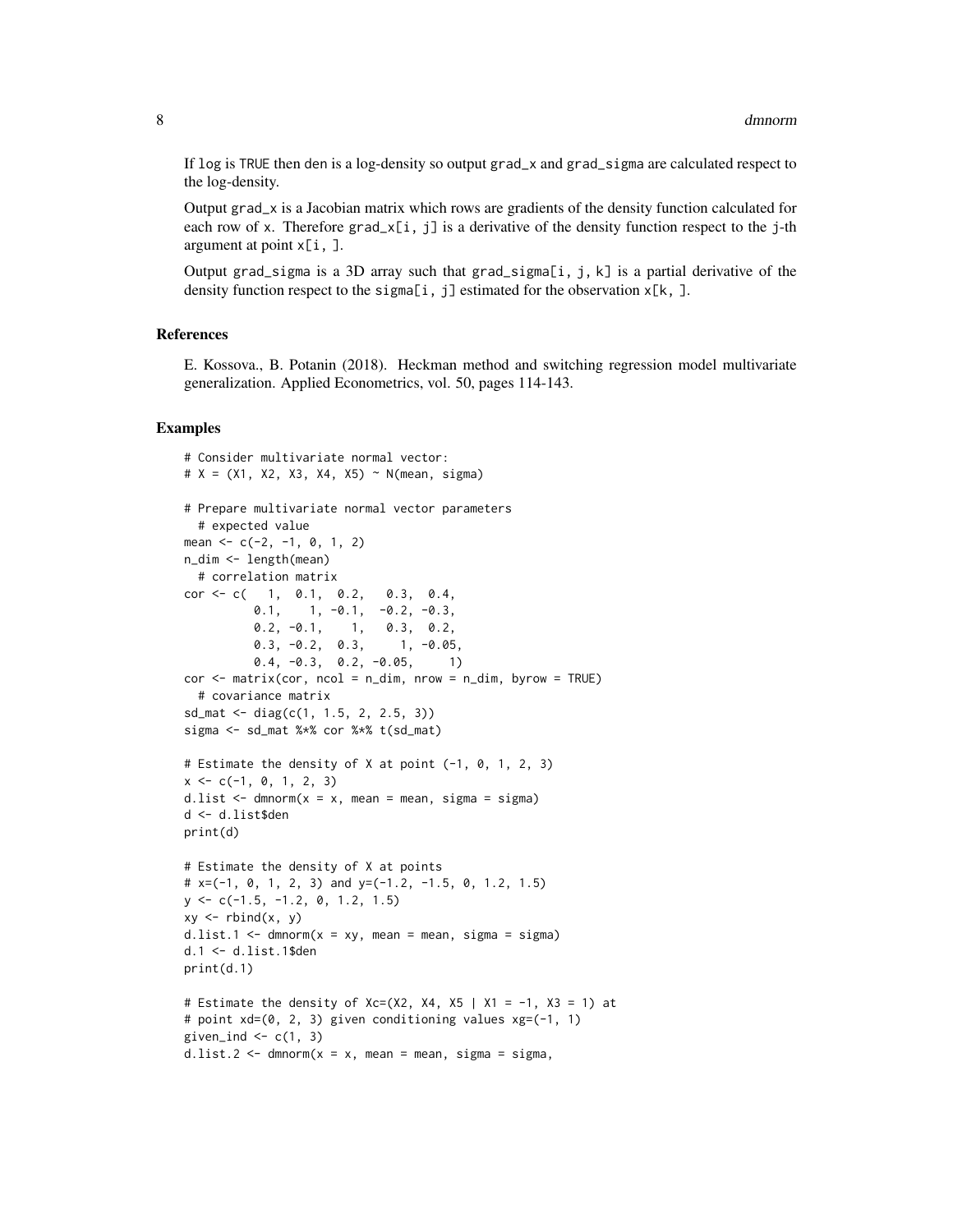If `log` is `TRUE` then `den` is a log-density so output `grad_x` and `grad_sigma` are calculated respect to the log-density.

Output `grad_x` is a Jacobian matrix which rows are gradients of the density function calculated for each row of `x`. Therefore `grad_x[i, j]` is a derivative of the density function respect to the `j`-th argument at point `x[i, ]`.

Output `grad_sigma` is a 3D array such that `grad_sigma[i, j, k]` is a partial derivative of the density function respect to the `sigma[i, j]` estimated for the observation `x[k, ]`.

### References

E. Kossova., B. Potanin (2018). Heckman method and switching regression model multivariate generalization. Applied Econometrics, vol. 50, pages 114-143.

### Examples

```
# Consider multivariate normal vector:
# X = (X1, X2, X3, X4, X5) ~ N(mean, sigma)

# Prepare multivariate normal vector parameters
  # expected value
mean <- c(-2, -1, 0, 1, 2)
n_dim <- length(mean)
  # correlation matrix
cor <- c(   1,  0.1,  0.2,   0.3,  0.4,
          0.1,    1, -0.1,  -0.2, -0.3,
          0.2, -0.1,    1,   0.3,  0.2,
          0.3, -0.2,  0.3,     1, -0.05,
          0.4, -0.3,  0.2, -0.05,     1)
cor <- matrix(cor, ncol = n_dim, nrow = n_dim, byrow = TRUE)
  # covariance matrix
sd_mat <- diag(c(1, 1.5, 2, 2.5, 3))
sigma <- sd_mat %*% cor %*% t(sd_mat)

# Estimate the density of X at point (-1, 0, 1, 2, 3)
x <- c(-1, 0, 1, 2, 3)
d.list <- dmnorm(x = x, mean = mean, sigma = sigma)
d <- d.list$den
print(d)

# Estimate the density of X at points
# x=(-1, 0, 1, 2, 3) and y=(-1.2, -1.5, 0, 1.2, 1.5)
y <- c(-1.5, -1.2, 0, 1.2, 1.5)
xy <- rbind(x, y)
d.list.1 <- dmnorm(x = xy, mean = mean, sigma = sigma)
d.1 <- d.list.1$den
print(d.1)

# Estimate the density of Xc=(X2, X4, X5 | X1 = -1, X3 = 1) at
# point xd=(0, 2, 3) given conditioning values xg=(-1, 1)
given_ind <- c(1, 3)
d.list.2 <- dmnorm(x = x, mean = mean, sigma = sigma,
```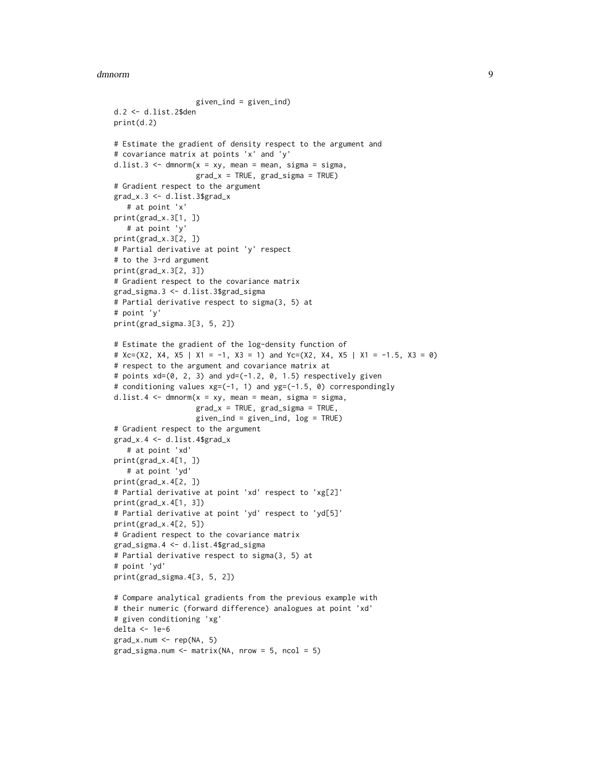```
                   given_ind = given_ind)
d.2 <- d.list.2$den
print(d.2)

# Estimate the gradient of density respect to the argument and
# covariance matrix at points 'x' and 'y'
d.list.3 <- dmnorm(x = xy, mean = mean, sigma = sigma,
                   grad_x = TRUE, grad_sigma = TRUE)
# Gradient respect to the argument
grad_x.3 <- d.list.3$grad_x
   # at point 'x'
print(grad_x.3[1, ])
   # at point 'y'
print(grad_x.3[2, ])
# Partial derivative at point 'y' respect
# to the 3-rd argument
print(grad_x.3[2, 3])
# Gradient respect to the covariance matrix
grad_sigma.3 <- d.list.3$grad_sigma
# Partial derivative respect to sigma(3, 5) at
# point 'y'
print(grad_sigma.3[3, 5, 2])

# Estimate the gradient of the log-density function of
# Xc=(X2, X4, X5 | X1 = -1, X3 = 1) and Yc=(X2, X4, X5 | X1 = -1.5, X3 = 0)
# respect to the argument and covariance matrix at
# points xd=(0, 2, 3) and yd=(-1.2, 0, 1.5) respectively given
# conditioning values xg=(-1, 1) and yg=(-1.5, 0) correspondingly
d.list.4 <- dmnorm(x = xy, mean = mean, sigma = sigma,
                   grad_x = TRUE, grad_sigma = TRUE,
                   given_ind = given_ind, log = TRUE)
# Gradient respect to the argument
grad_x.4 <- d.list.4$grad_x
   # at point 'xd'
print(grad_x.4[1, ])
   # at point 'yd'
print(grad_x.4[2, ])
# Partial derivative at point 'xd' respect to 'xg[2]'
print(grad_x.4[1, 3])
# Partial derivative at point 'yd' respect to 'yd[5]'
print(grad_x.4[2, 5])
# Gradient respect to the covariance matrix
grad_sigma.4 <- d.list.4$grad_sigma
# Partial derivative respect to sigma(3, 5) at
# point 'yd'
print(grad_sigma.4[3, 5, 2])

# Compare analytical gradients from the previous example with
# their numeric (forward difference) analogues at point 'xd'
# given conditioning 'xg'
delta <- 1e-6
grad_x.num <- rep(NA, 5)
grad_sigma.num <- matrix(NA, nrow = 5, ncol = 5)
```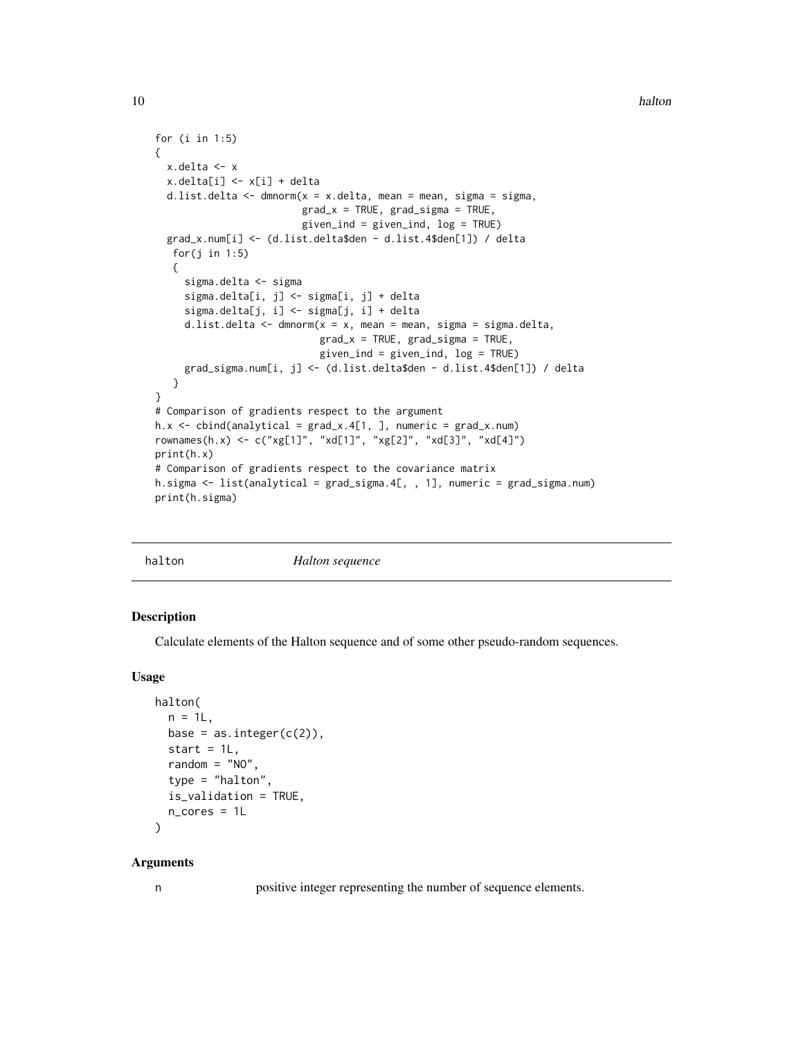```
for (i in 1:5)
{
  x.delta <- x
  x.delta[i] <- x[i] + delta
  d.list.delta <- dmnorm(x = x.delta, mean = mean, sigma = sigma,
                         grad_x = TRUE, grad_sigma = TRUE,
                         given_ind = given_ind, log = TRUE)
  grad_x.num[i] <- (d.list.delta$den - d.list.4$den[1]) / delta
   for(j in 1:5)
   {
     sigma.delta <- sigma
     sigma.delta[i, j] <- sigma[i, j] + delta
     sigma.delta[j, i] <- sigma[j, i] + delta
     d.list.delta <- dmnorm(x = x, mean = mean, sigma = sigma.delta,
                            grad_x = TRUE, grad_sigma = TRUE,
                            given_ind = given_ind, log = TRUE)
     grad_sigma.num[i, j] <- (d.list.delta$den - d.list.4$den[1]) / delta
   }
}
# Comparison of gradients respect to the argument
h.x <- cbind(analytical = grad_x.4[1, ], numeric = grad_x.num)
rownames(h.x) <- c("xg[1]", "xd[1]", "xg[2]", "xd[3]", "xd[4]")
print(h.x)
# Comparison of gradients respect to the covariance matrix
h.sigma <- list(analytical = grad_sigma.4[, , 1], numeric = grad_sigma.num)
print(h.sigma)
```

## halton *Halton sequence*

### Description

Calculate elements of the Halton sequence and of some other pseudo-random sequences.

### Usage

```
halton(
  n = 1L,
  base = as.integer(c(2)),
  start = 1L,
  random = "NO",
  type = "halton",
  is_validation = TRUE,
  n_cores = 1L
)
```

### Arguments

n positive integer representing the number of sequence elements.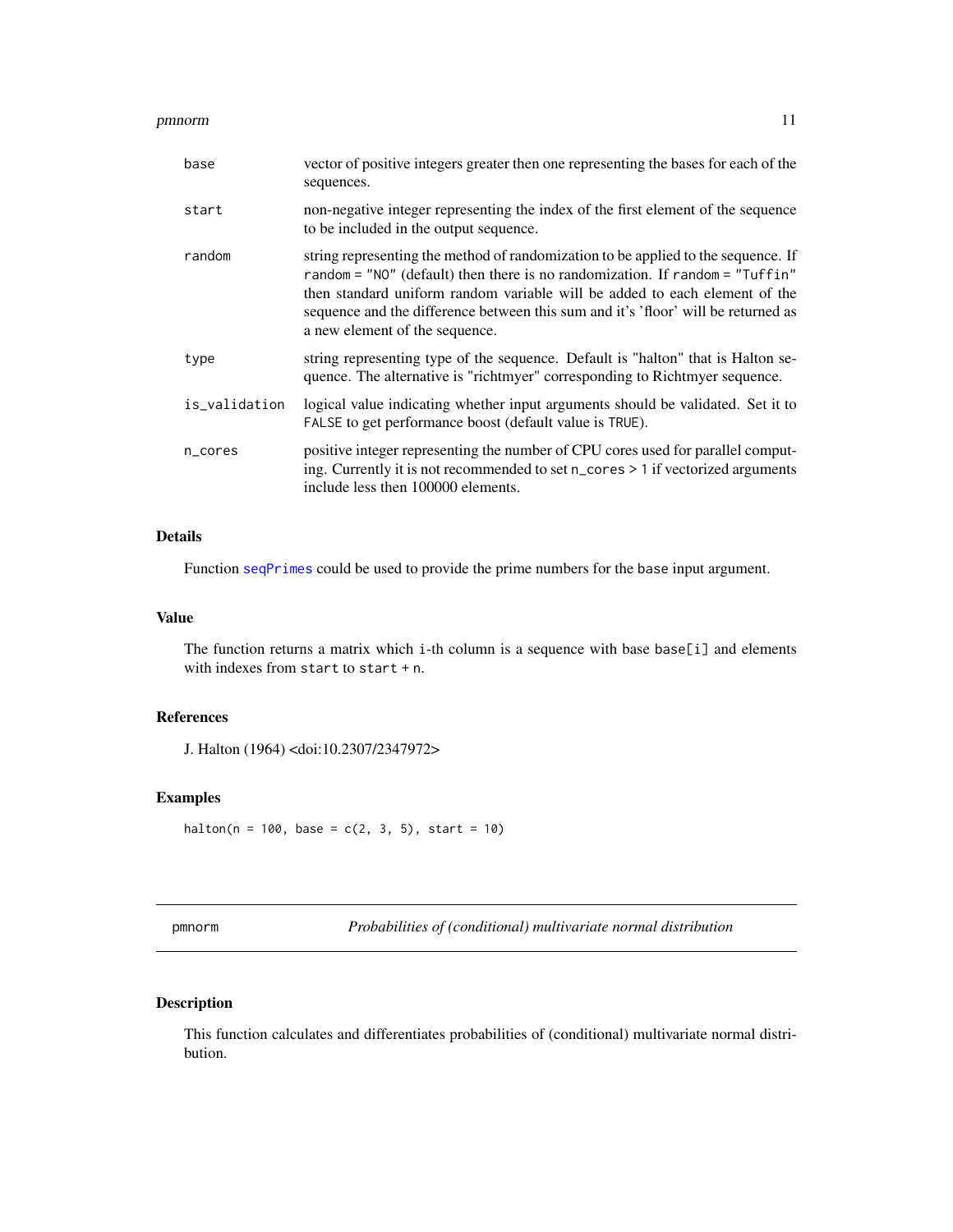| | |
|---|---|
| `base` | vector of positive integers greater then one representing the bases for each of the sequences. |
| `start` | non-negative integer representing the index of the first element of the sequence to be included in the output sequence. |
| `random` | string representing the method of randomization to be applied to the sequence. If `random = "NO"` (default) then there is no randomization. If `random = "Tuffin"` then standard uniform random variable will be added to each element of the sequence and the difference between this sum and it's 'floor' will be returned as a new element of the sequence. |
| `type` | string representing type of the sequence. Default is "halton" that is Halton sequence. The alternative is "richtmyer" corresponding to Richtmyer sequence. |
| `is_validation` | logical value indicating whether input arguments should be validated. Set it to `FALSE` to get performance boost (default value is `TRUE`). |
| `n_cores` | positive integer representing the number of CPU cores used for parallel computing. Currently it is not recommended to set `n_cores > 1` if vectorized arguments include less then 100000 elements. |

## Details

Function `seqPrimes` could be used to provide the prime numbers for the `base` input argument.

## Value

The function returns a matrix which `i`-th column is a sequence with base `base[i]` and elements with indexes from `start` to `start + n`.

## References

J. Halton (1964) <doi:10.2307/2347972>

## Examples

```
halton(n = 100, base = c(2, 3, 5), start = 10)
```

---

# pmnorm — *Probabilities of (conditional) multivariate normal distribution*

## Description

This function calculates and differentiates probabilities of (conditional) multivariate normal distribution.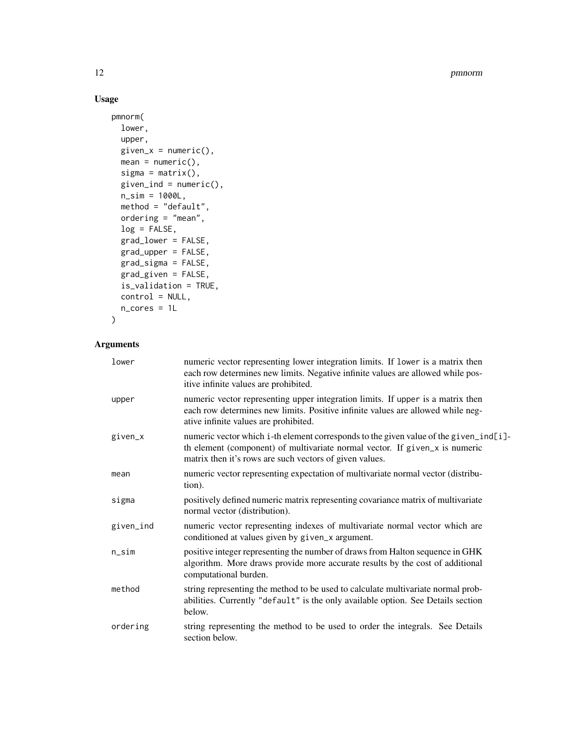## Usage

```
pmnorm(
  lower,
  upper,
  given_x = numeric(),
  mean = numeric(),
  sigma = matrix(),
  given_ind = numeric(),
  n_sim = 1000L,
  method = "default",
  ordering = "mean",
  log = FALSE,
  grad_lower = FALSE,
  grad_upper = FALSE,
  grad_sigma = FALSE,
  grad_given = FALSE,
  is_validation = TRUE,
  control = NULL,
  n_cores = 1L
)
```

## Arguments

| | |
|---|---|
| `lower` | numeric vector representing lower integration limits. If `lower` is a matrix then each row determines new limits. Negative infinite values are allowed while positive infinite values are prohibited. |
| `upper` | numeric vector representing upper integration limits. If `upper` is a matrix then each row determines new limits. Positive infinite values are allowed while negative infinite values are prohibited. |
| `given_x` | numeric vector which `i`-th element corresponds to the given value of the `given_ind[i]`-th element (component) of multivariate normal vector. If `given_x` is numeric matrix then it's rows are such vectors of given values. |
| `mean` | numeric vector representing expectation of multivariate normal vector (distribution). |
| `sigma` | positively defined numeric matrix representing covariance matrix of multivariate normal vector (distribution). |
| `given_ind` | numeric vector representing indexes of multivariate normal vector which are conditioned at values given by `given_x` argument. |
| `n_sim` | positive integer representing the number of draws from Halton sequence in GHK algorithm. More draws provide more accurate results by the cost of additional computational burden. |
| `method` | string representing the method to be used to calculate multivariate normal probabilities. Currently `"default"` is the only available option. See Details section below. |
| `ordering` | string representing the method to be used to order the integrals. See Details section below. |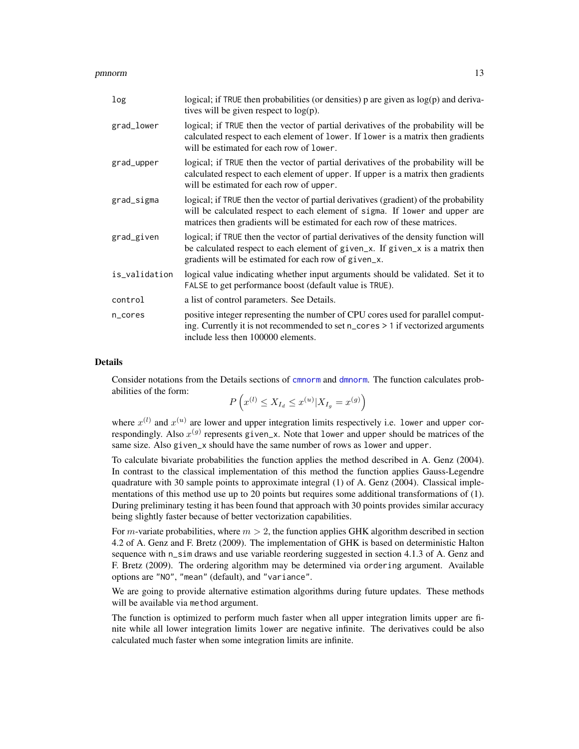| | |
|---|---|
| log | logical; if TRUE then probabilities (or densities) p are given as log(p) and derivatives will be given respect to log(p). |
| grad_lower | logical; if TRUE then the vector of partial derivatives of the probability will be calculated respect to each element of lower. If lower is a matrix then gradients will be estimated for each row of lower. |
| grad_upper | logical; if TRUE then the vector of partial derivatives of the probability will be calculated respect to each element of upper. If upper is a matrix then gradients will be estimated for each row of upper. |
| grad_sigma | logical; if TRUE then the vector of partial derivatives (gradient) of the probability will be calculated respect to each element of sigma. If lower and upper are matrices then gradients will be estimated for each row of these matrices. |
| grad_given | logical; if TRUE then the vector of partial derivatives of the density function will be calculated respect to each element of given_x. If given_x is a matrix then gradients will be estimated for each row of given_x. |
| is_validation | logical value indicating whether input arguments should be validated. Set it to FALSE to get performance boost (default value is TRUE). |
| control | a list of control parameters. See Details. |
| n_cores | positive integer representing the number of CPU cores used for parallel computing. Currently it is not recommended to set n_cores > 1 if vectorized arguments include less then 100000 elements. |

## Details

Consider notations from the Details sections of cmnorm and dmnorm. The function calculates probabilities of the form:

$$P\left(x^{(l)} \leq X_{I_d} \leq x^{(u)} | X_{I_g} = x^{(g)}\right)$$

where $x^{(l)}$ and $x^{(u)}$ are lower and upper integration limits respectively i.e. lower and upper correspondingly. Also $x^{(g)}$ represents given_x. Note that lower and upper should be matrices of the same size. Also given_x should have the same number of rows as lower and upper.

To calculate bivariate probabilities the function applies the method described in A. Genz (2004). In contrast to the classical implementation of this method the function applies Gauss-Legendre quadrature with 30 sample points to approximate integral (1) of A. Genz (2004). Classical implementations of this method use up to 20 points but requires some additional transformations of (1). During preliminary testing it has been found that approach with 30 points provides similar accuracy being slightly faster because of better vectorization capabilities.

For $m$-variate probabilities, where $m > 2$, the function applies GHK algorithm described in section 4.2 of A. Genz and F. Bretz (2009). The implementation of GHK is based on deterministic Halton sequence with n_sim draws and use variable reordering suggested in section 4.1.3 of A. Genz and F. Bretz (2009). The ordering algorithm may be determined via ordering argument. Available options are "NO", "mean" (default), and "variance".

We are going to provide alternative estimation algorithms during future updates. These methods will be available via method argument.

The function is optimized to perform much faster when all upper integration limits upper are finite while all lower integration limits lower are negative infinite. The derivatives could be also calculated much faster when some integration limits are infinite.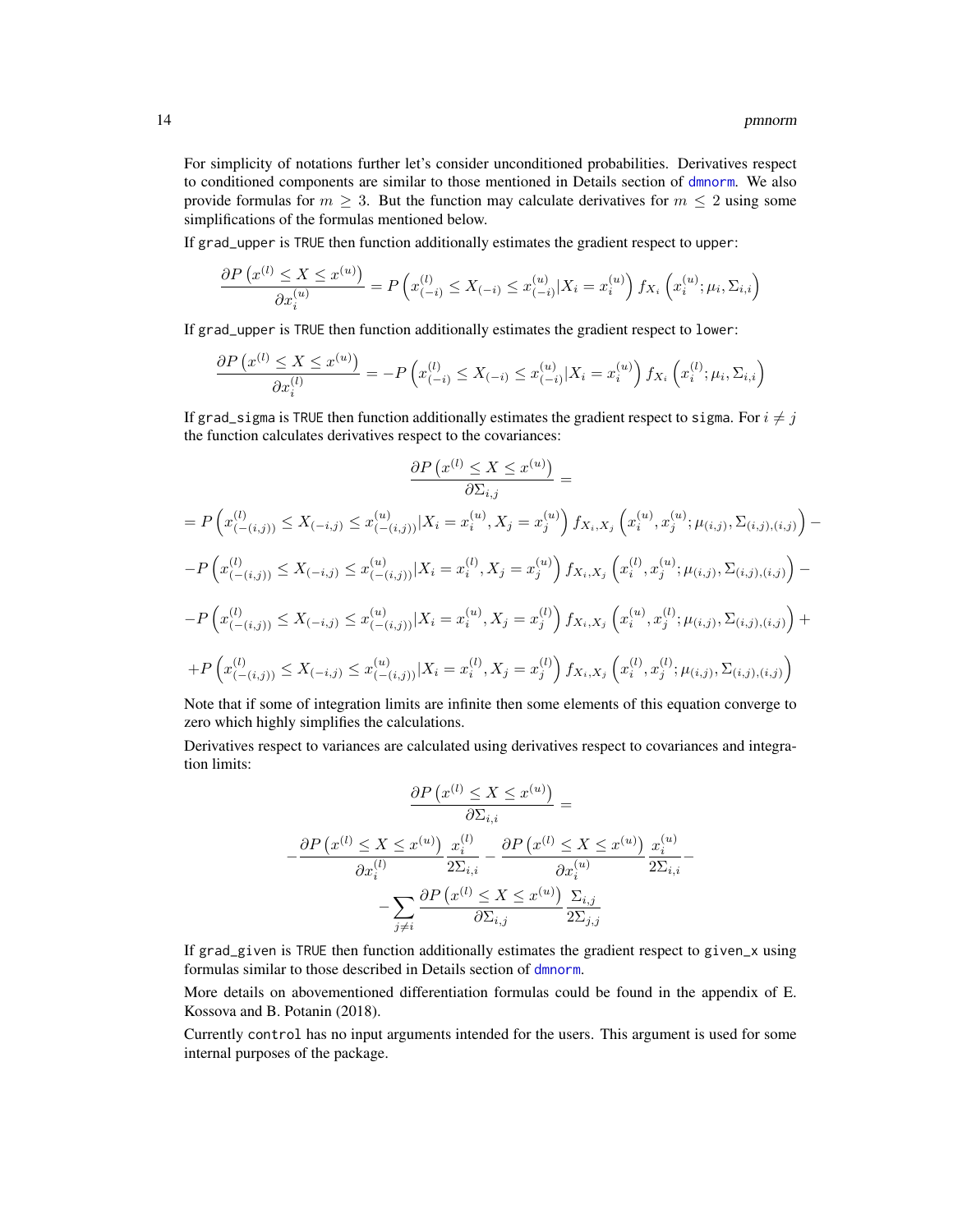For simplicity of notations further let's consider unconditioned probabilities. Derivatives respect to conditioned components are similar to those mentioned in Details section of dmnorm. We also provide formulas for $m \geq 3$. But the function may calculate derivatives for $m \leq 2$ using some simplifications of the formulas mentioned below.

If grad_upper is TRUE then function additionally estimates the gradient respect to upper:

$$\frac{\partial P\left(x^{(l)} \leq X \leq x^{(u)}\right)}{\partial x_i^{(u)}} = P\left(x_{(-i)}^{(l)} \leq X_{(-i)} \leq x_{(-i)}^{(u)} | X_i = x_i^{(u)}\right) f_{X_i}\left(x_i^{(u)}; \mu_i, \Sigma_{i,i}\right)$$

If grad_upper is TRUE then function additionally estimates the gradient respect to lower:

$$\frac{\partial P\left(x^{(l)} \leq X \leq x^{(u)}\right)}{\partial x_i^{(l)}} = -P\left(x_{(-i)}^{(l)} \leq X_{(-i)} \leq x_{(-i)}^{(u)} | X_i = x_i^{(u)}\right) f_{X_i}\left(x_i^{(l)}; \mu_i, \Sigma_{i,i}\right)$$

If grad_sigma is TRUE then function additionally estimates the gradient respect to sigma. For $i \neq j$ the function calculates derivatives respect to the covariances:

$$\frac{\partial P\left(x^{(l)} \leq X \leq x^{(u)}\right)}{\partial \Sigma_{i,j}} =$$

$$= P\left(x_{(-(i,j))}^{(l)} \leq X_{(-i,j)} \leq x_{(-(i,j))}^{(u)} | X_i = x_i^{(u)}, X_j = x_j^{(u)}\right) f_{X_i,X_j}\left(x_i^{(u)}, x_j^{(u)}; \mu_{(i,j)}, \Sigma_{(i,j),(i,j)}\right) -$$

$$-P\left(x_{(-(i,j))}^{(l)} \leq X_{(-i,j)} \leq x_{(-(i,j))}^{(u)} | X_i = x_i^{(l)}, X_j = x_j^{(u)}\right) f_{X_i,X_j}\left(x_i^{(l)}, x_j^{(u)}; \mu_{(i,j)}, \Sigma_{(i,j),(i,j)}\right) -$$

$$-P\left(x_{(-(i,j))}^{(l)} \leq X_{(-i,j)} \leq x_{(-(i,j))}^{(u)} | X_i = x_i^{(u)}, X_j = x_j^{(l)}\right) f_{X_i,X_j}\left(x_i^{(u)}, x_j^{(l)}; \mu_{(i,j)}, \Sigma_{(i,j),(i,j)}\right) +$$

$$+P\left(x_{(-(i,j))}^{(l)} \leq X_{(-i,j)} \leq x_{(-(i,j))}^{(u)} | X_i = x_i^{(l)}, X_j = x_j^{(l)}\right) f_{X_i,X_j}\left(x_i^{(l)}, x_j^{(l)}; \mu_{(i,j)}, \Sigma_{(i,j),(i,j)}\right)$$

Note that if some of integration limits are infinite then some elements of this equation converge to zero which highly simplifies the calculations.

Derivatives respect to variances are calculated using derivatives respect to covariances and integration limits:

$$\frac{\partial P\left(x^{(l)} \leq X \leq x^{(u)}\right)}{\partial \Sigma_{i,i}} =$$

$$-\frac{\partial P\left(x^{(l)} \leq X \leq x^{(u)}\right)}{\partial x_i^{(l)}} \frac{x_i^{(l)}}{2\Sigma_{i,i}} - \frac{\partial P\left(x^{(l)} \leq X \leq x^{(u)}\right)}{\partial x_i^{(u)}} \frac{x_i^{(u)}}{2\Sigma_{i,i}} -$$

$$-\sum_{j \neq i} \frac{\partial P\left(x^{(l)} \leq X \leq x^{(u)}\right)}{\partial \Sigma_{i,j}} \frac{\Sigma_{i,j}}{2\Sigma_{j,j}}$$

If grad_given is TRUE then function additionally estimates the gradient respect to given_x using formulas similar to those described in Details section of dmnorm.

More details on abovementioned differentiation formulas could be found in the appendix of E. Kossova and B. Potanin (2018).

Currently control has no input arguments intended for the users. This argument is used for some internal purposes of the package.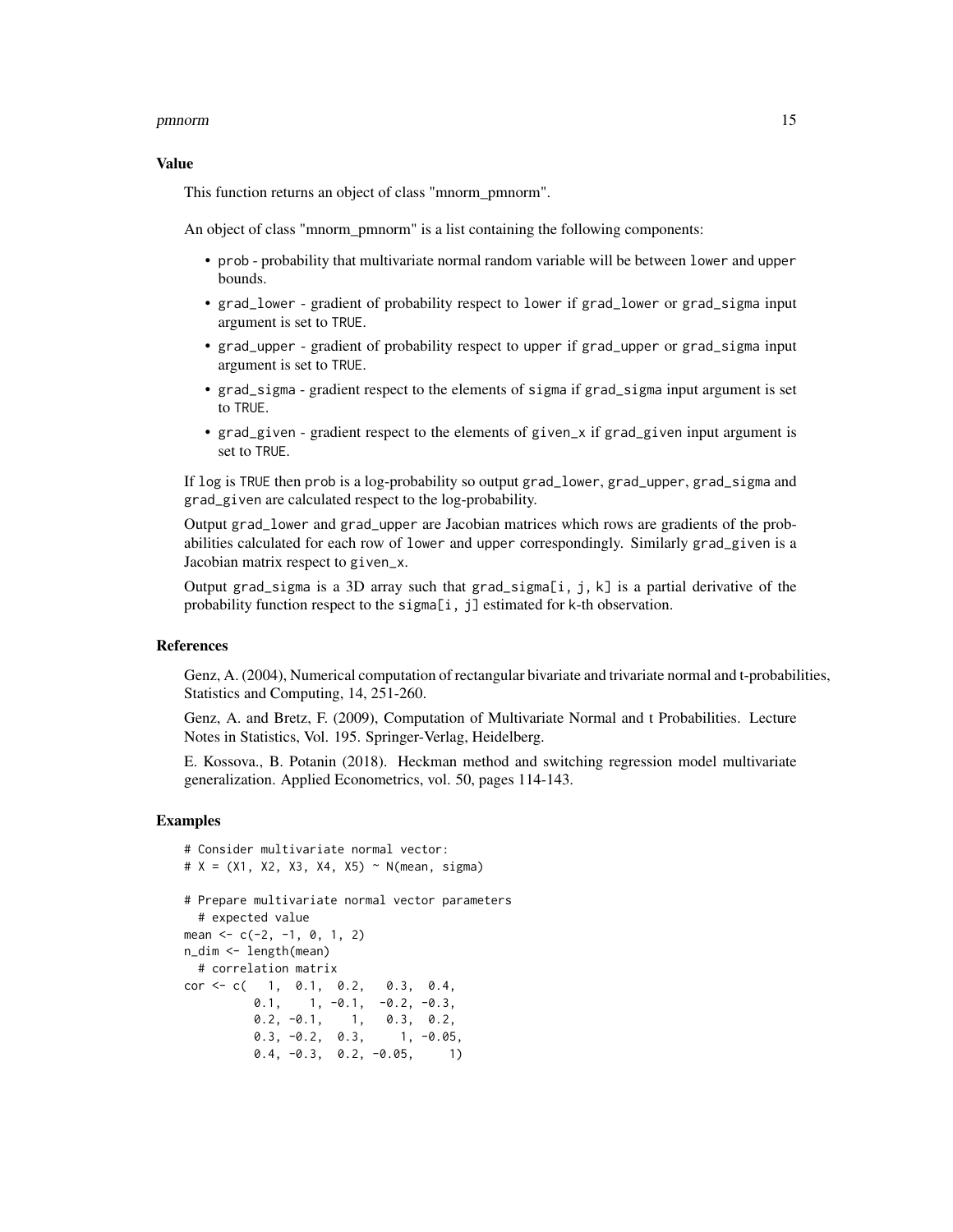### Value

This function returns an object of class "mnorm_pmnorm".

An object of class "mnorm_pmnorm" is a list containing the following components:

- prob - probability that multivariate normal random variable will be between lower and upper bounds.
- grad_lower - gradient of probability respect to lower if grad_lower or grad_sigma input argument is set to TRUE.
- grad_upper - gradient of probability respect to upper if grad_upper or grad_sigma input argument is set to TRUE.
- grad_sigma - gradient respect to the elements of sigma if grad_sigma input argument is set to TRUE.
- grad_given - gradient respect to the elements of given_x if grad_given input argument is set to TRUE.

If log is TRUE then prob is a log-probability so output grad_lower, grad_upper, grad_sigma and grad_given are calculated respect to the log-probability.

Output grad_lower and grad_upper are Jacobian matrices which rows are gradients of the probabilities calculated for each row of lower and upper correspondingly. Similarly grad_given is a Jacobian matrix respect to given_x.

Output grad_sigma is a 3D array such that grad_sigma[i, j, k] is a partial derivative of the probability function respect to the sigma[i, j] estimated for k-th observation.

### References

Genz, A. (2004), Numerical computation of rectangular bivariate and trivariate normal and t-probabilities, Statistics and Computing, 14, 251-260.

Genz, A. and Bretz, F. (2009), Computation of Multivariate Normal and t Probabilities. Lecture Notes in Statistics, Vol. 195. Springer-Verlag, Heidelberg.

E. Kossova., B. Potanin (2018). Heckman method and switching regression model multivariate generalization. Applied Econometrics, vol. 50, pages 114-143.

### Examples

```
# Consider multivariate normal vector:
# X = (X1, X2, X3, X4, X5) ~ N(mean, sigma)

# Prepare multivariate normal vector parameters
  # expected value
mean <- c(-2, -1, 0, 1, 2)
n_dim <- length(mean)
  # correlation matrix
cor <- c(   1,  0.1,  0.2,   0.3,  0.4,
          0.1,    1, -0.1,  -0.2, -0.3,
          0.2, -0.1,    1,   0.3,  0.2,
          0.3, -0.2,  0.3,     1, -0.05,
          0.4, -0.3,  0.2, -0.05,     1)
```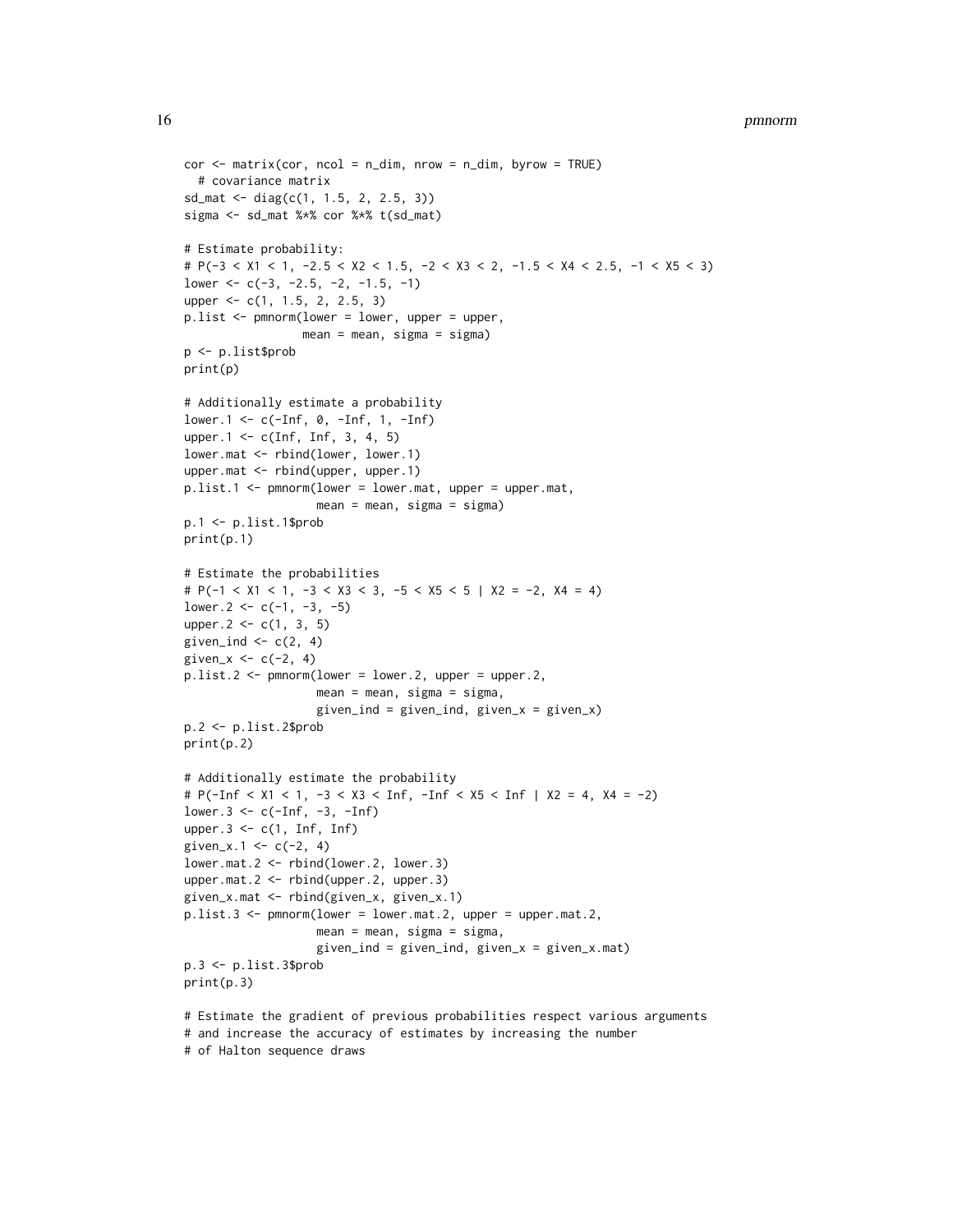```
cor <- matrix(cor, ncol = n_dim, nrow = n_dim, byrow = TRUE)
  # covariance matrix
sd_mat <- diag(c(1, 1.5, 2, 2.5, 3))
sigma <- sd_mat %*% cor %*% t(sd_mat)

# Estimate probability:
# P(-3 < X1 < 1, -2.5 < X2 < 1.5, -2 < X3 < 2, -1.5 < X4 < 2.5, -1 < X5 < 3)
lower <- c(-3, -2.5, -2, -1.5, -1)
upper <- c(1, 1.5, 2, 2.5, 3)
p.list <- pmnorm(lower = lower, upper = upper,
                 mean = mean, sigma = sigma)
p <- p.list$prob
print(p)

# Additionally estimate a probability
lower.1 <- c(-Inf, 0, -Inf, 1, -Inf)
upper.1 <- c(Inf, Inf, 3, 4, 5)
lower.mat <- rbind(lower, lower.1)
upper.mat <- rbind(upper, upper.1)
p.list.1 <- pmnorm(lower = lower.mat, upper = upper.mat,
                   mean = mean, sigma = sigma)
p.1 <- p.list.1$prob
print(p.1)

# Estimate the probabilities
# P(-1 < X1 < 1, -3 < X3 < 3, -5 < X5 < 5 | X2 = -2, X4 = 4)
lower.2 <- c(-1, -3, -5)
upper.2 <- c(1, 3, 5)
given_ind <- c(2, 4)
given_x <- c(-2, 4)
p.list.2 <- pmnorm(lower = lower.2, upper = upper.2,
                   mean = mean, sigma = sigma,
                   given_ind = given_ind, given_x = given_x)
p.2 <- p.list.2$prob
print(p.2)

# Additionally estimate the probability
# P(-Inf < X1 < 1, -3 < X3 < Inf, -Inf < X5 < Inf | X2 = 4, X4 = -2)
lower.3 <- c(-Inf, -3, -Inf)
upper.3 <- c(1, Inf, Inf)
given_x.1 <- c(-2, 4)
lower.mat.2 <- rbind(lower.2, lower.3)
upper.mat.2 <- rbind(upper.2, upper.3)
given_x.mat <- rbind(given_x, given_x.1)
p.list.3 <- pmnorm(lower = lower.mat.2, upper = upper.mat.2,
                   mean = mean, sigma = sigma,
                   given_ind = given_ind, given_x = given_x.mat)
p.3 <- p.list.3$prob
print(p.3)

# Estimate the gradient of previous probabilities respect various arguments
# and increase the accuracy of estimates by increasing the number
# of Halton sequence draws
```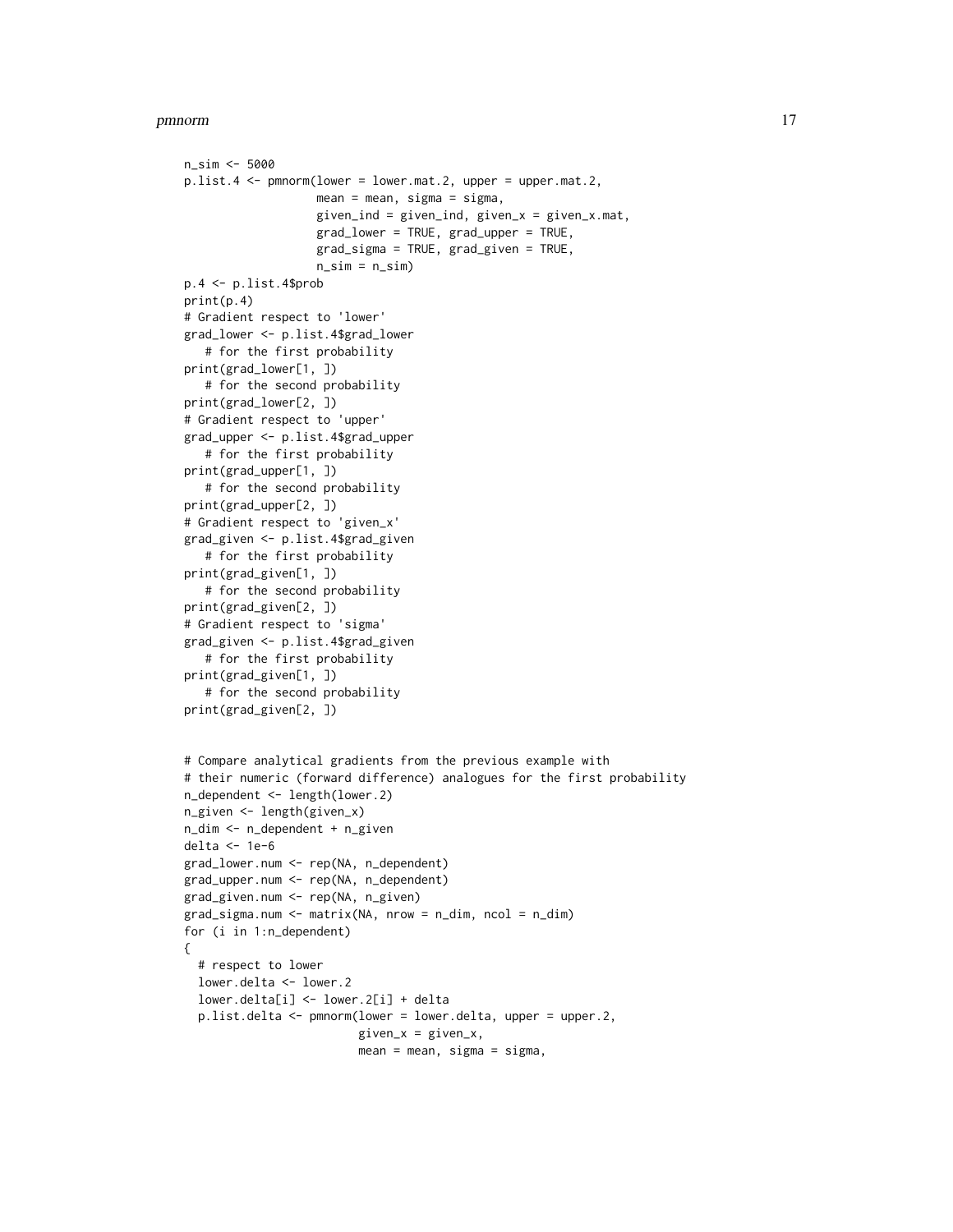```
n_sim <- 5000
p.list.4 <- pnorm(lower = lower.mat.2, upper = upper.mat.2,
                   mean = mean, sigma = sigma,
                   given_ind = given_ind, given_x = given_x.mat,
                   grad_lower = TRUE, grad_upper = TRUE,
                   grad_sigma = TRUE, grad_given = TRUE,
                   n_sim = n_sim)
p.4 <- p.list.4$prob
print(p.4)
# Gradient respect to 'lower'
grad_lower <- p.list.4$grad_lower
   # for the first probability
print(grad_lower[1, ])
   # for the second probability
print(grad_lower[2, ])
# Gradient respect to 'upper'
grad_upper <- p.list.4$grad_upper
   # for the first probability
print(grad_upper[1, ])
   # for the second probability
print(grad_upper[2, ])
# Gradient respect to 'given_x'
grad_given <- p.list.4$grad_given
   # for the first probability
print(grad_given[1, ])
   # for the second probability
print(grad_given[2, ])
# Gradient respect to 'sigma'
grad_given <- p.list.4$grad_given
   # for the first probability
print(grad_given[1, ])
   # for the second probability
print(grad_given[2, ])


# Compare analytical gradients from the previous example with
# their numeric (forward difference) analogues for the first probability
n_dependent <- length(lower.2)
n_given <- length(given_x)
n_dim <- n_dependent + n_given
delta <- 1e-6
grad_lower.num <- rep(NA, n_dependent)
grad_upper.num <- rep(NA, n_dependent)
grad_given.num <- rep(NA, n_given)
grad_sigma.num <- matrix(NA, nrow = n_dim, ncol = n_dim)
for (i in 1:n_dependent)
{
  # respect to lower
  lower.delta <- lower.2
  lower.delta[i] <- lower.2[i] + delta
  p.list.delta <- pmnorm(lower = lower.delta, upper = upper.2,
                         given_x = given_x,
                         mean = mean, sigma = sigma,
```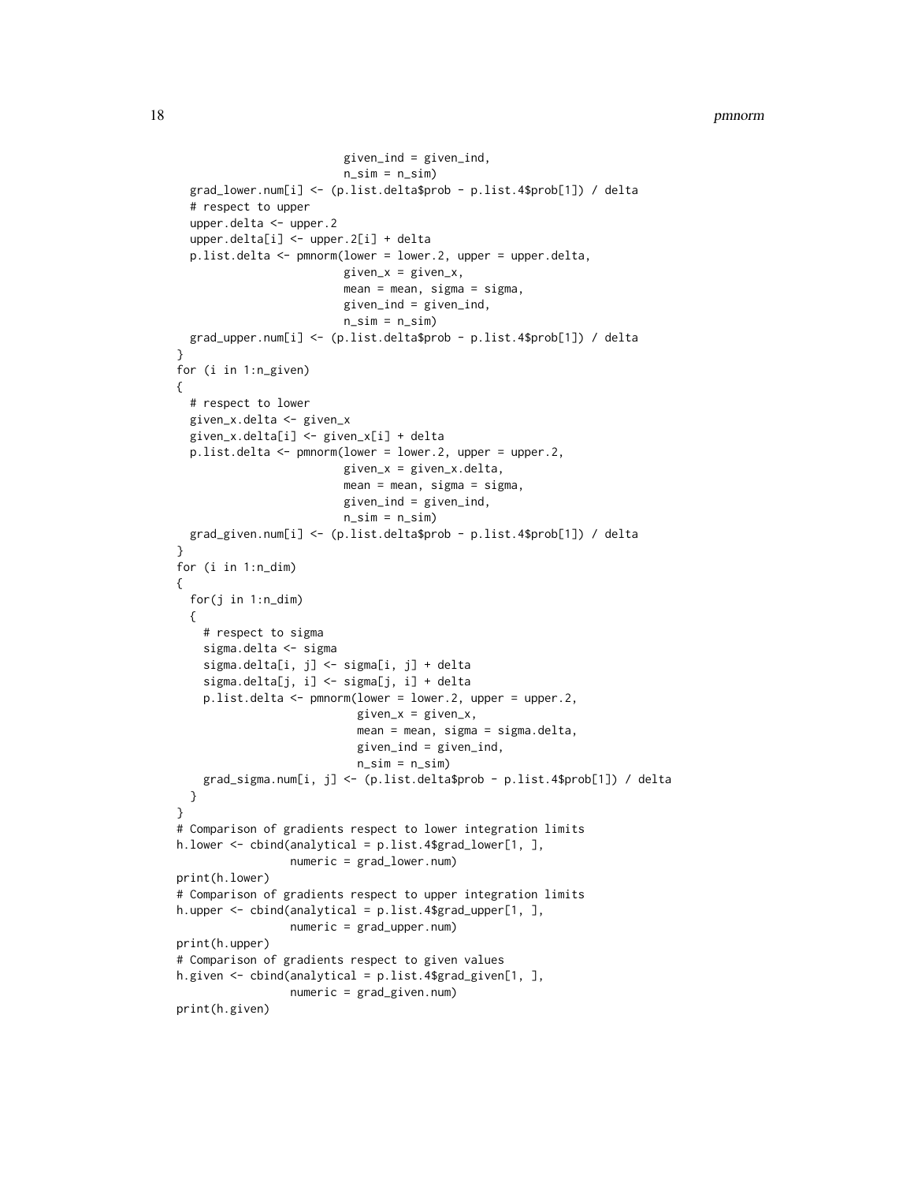```
                         given_ind = given_ind,
                         n_sim = n_sim)
  grad_lower.num[i] <- (p.list.delta$prob - p.list.4$prob[1]) / delta
  # respect to upper
  upper.delta <- upper.2
  upper.delta[i] <- upper.2[i] + delta
  p.list.delta <- pmnorm(lower = lower.2, upper = upper.delta,
                         given_x = given_x,
                         mean = mean, sigma = sigma,
                         given_ind = given_ind,
                         n_sim = n_sim)
  grad_upper.num[i] <- (p.list.delta$prob - p.list.4$prob[1]) / delta
}
for (i in 1:n_given)
{
  # respect to lower
  given_x.delta <- given_x
  given_x.delta[i] <- given_x[i] + delta
  p.list.delta <- pmnorm(lower = lower.2, upper = upper.2,
                         given_x = given_x.delta,
                         mean = mean, sigma = sigma,
                         given_ind = given_ind,
                         n_sim = n_sim)
  grad_given.num[i] <- (p.list.delta$prob - p.list.4$prob[1]) / delta
}
for (i in 1:n_dim)
{
  for(j in 1:n_dim)
  {
    # respect to sigma
    sigma.delta <- sigma
    sigma.delta[i, j] <- sigma[i, j] + delta
    sigma.delta[j, i] <- sigma[j, i] + delta
    p.list.delta <- pmnorm(lower = lower.2, upper = upper.2,
                           given_x = given_x,
                           mean = mean, sigma = sigma.delta,
                           given_ind = given_ind,
                           n_sim = n_sim)
    grad_sigma.num[i, j] <- (p.list.delta$prob - p.list.4$prob[1]) / delta
  }
}
# Comparison of gradients respect to lower integration limits
h.lower <- cbind(analytical = p.list.4$grad_lower[1, ],
                 numeric = grad_lower.num)
print(h.lower)
# Comparison of gradients respect to upper integration limits
h.upper <- cbind(analytical = p.list.4$grad_upper[1, ],
                 numeric = grad_upper.num)
print(h.upper)
# Comparison of gradients respect to given values
h.given <- cbind(analytical = p.list.4$grad_given[1, ],
                 numeric = grad_given.num)
print(h.given)
```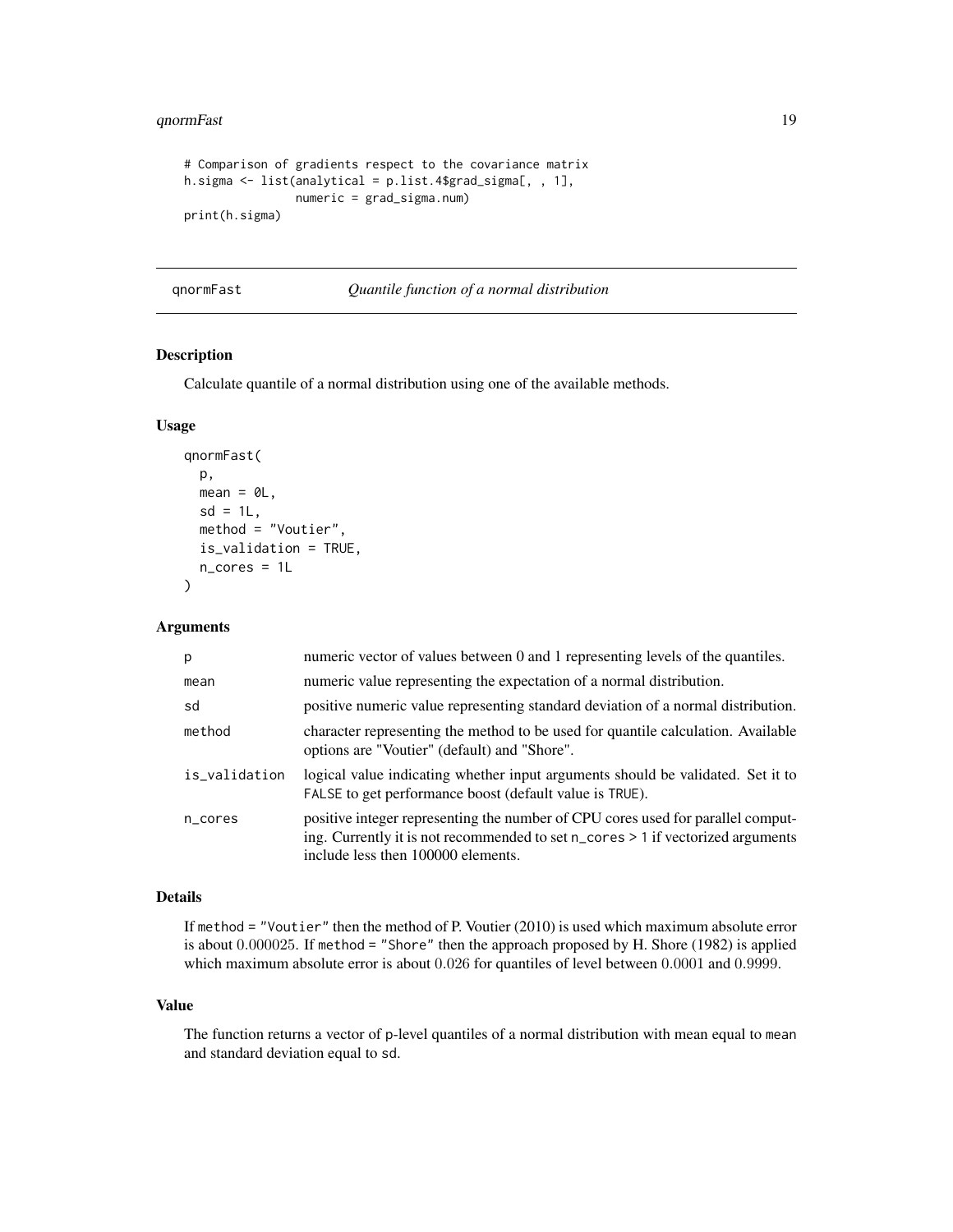```
# Comparison of gradients respect to the covariance matrix
h.sigma <- list(analytical = p.list.4$grad_sigma[, , 1],
                numeric = grad_sigma.num)
print(h.sigma)
```

## qnormFast *Quantile function of a normal distribution*

### Description

Calculate quantile of a normal distribution using one of the available methods.

### Usage

```
qnormFast(
  p,
  mean = 0L,
  sd = 1L,
  method = "Voutier",
  is_validation = TRUE,
  n_cores = 1L
)
```

### Arguments

| | |
|---|---|
| p | numeric vector of values between 0 and 1 representing levels of the quantiles. |
| mean | numeric value representing the expectation of a normal distribution. |
| sd | positive numeric value representing standard deviation of a normal distribution. |
| method | character representing the method to be used for quantile calculation. Available options are "Voutier" (default) and "Shore". |
| is_validation | logical value indicating whether input arguments should be validated. Set it to FALSE to get performance boost (default value is TRUE). |
| n_cores | positive integer representing the number of CPU cores used for parallel computing. Currently it is not recommended to set n_cores > 1 if vectorized arguments include less then 100000 elements. |

### Details

If method = "Voutier" then the method of P. Voutier (2010) is used which maximum absolute error is about $0.000025$. If method = "Shore" then the approach proposed by H. Shore (1982) is applied which maximum absolute error is about $0.026$ for quantiles of level between $0.0001$ and $0.9999$.

### Value

The function returns a vector of p-level quantiles of a normal distribution with mean equal to mean and standard deviation equal to sd.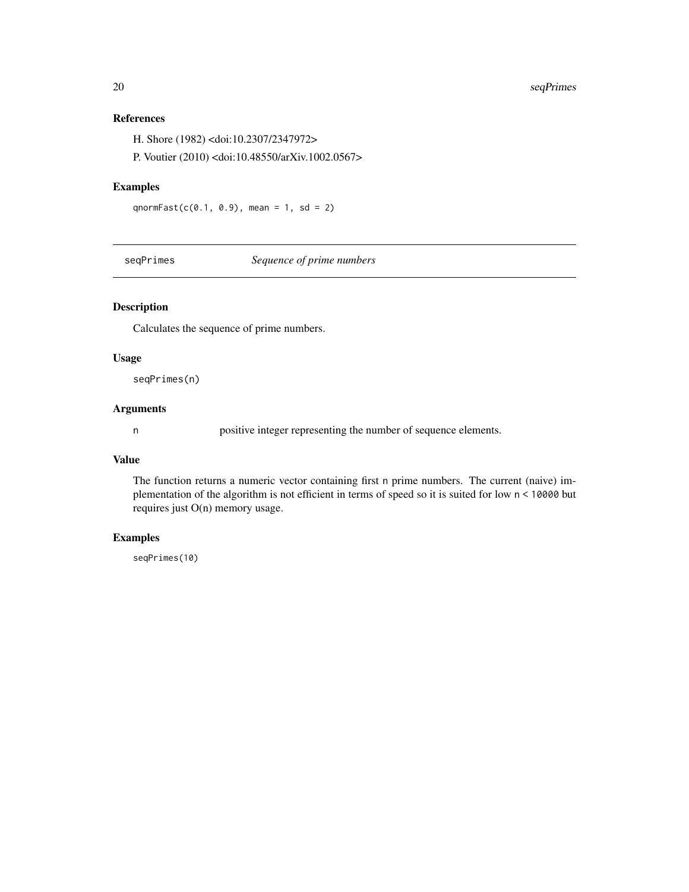### References

H. Shore (1982) <doi:10.2307/2347972>

P. Voutier (2010) <doi:10.48550/arXiv.1002.0567>

### Examples

```
qnormFast(c(0.1, 0.9), mean = 1, sd = 2)
```

---

## seqPrimes — *Sequence of prime numbers*

---

### Description

Calculates the sequence of prime numbers.

### Usage

```
seqPrimes(n)
```

### Arguments

| | |
|---|---|
| `n` | positive integer representing the number of sequence elements. |

### Value

The function returns a numeric vector containing first `n` prime numbers. The current (naive) implementation of the algorithm is not efficient in terms of speed so it is suited for low `n < 10000` but requires just O(n) memory usage.

### Examples

```
seqPrimes(10)
```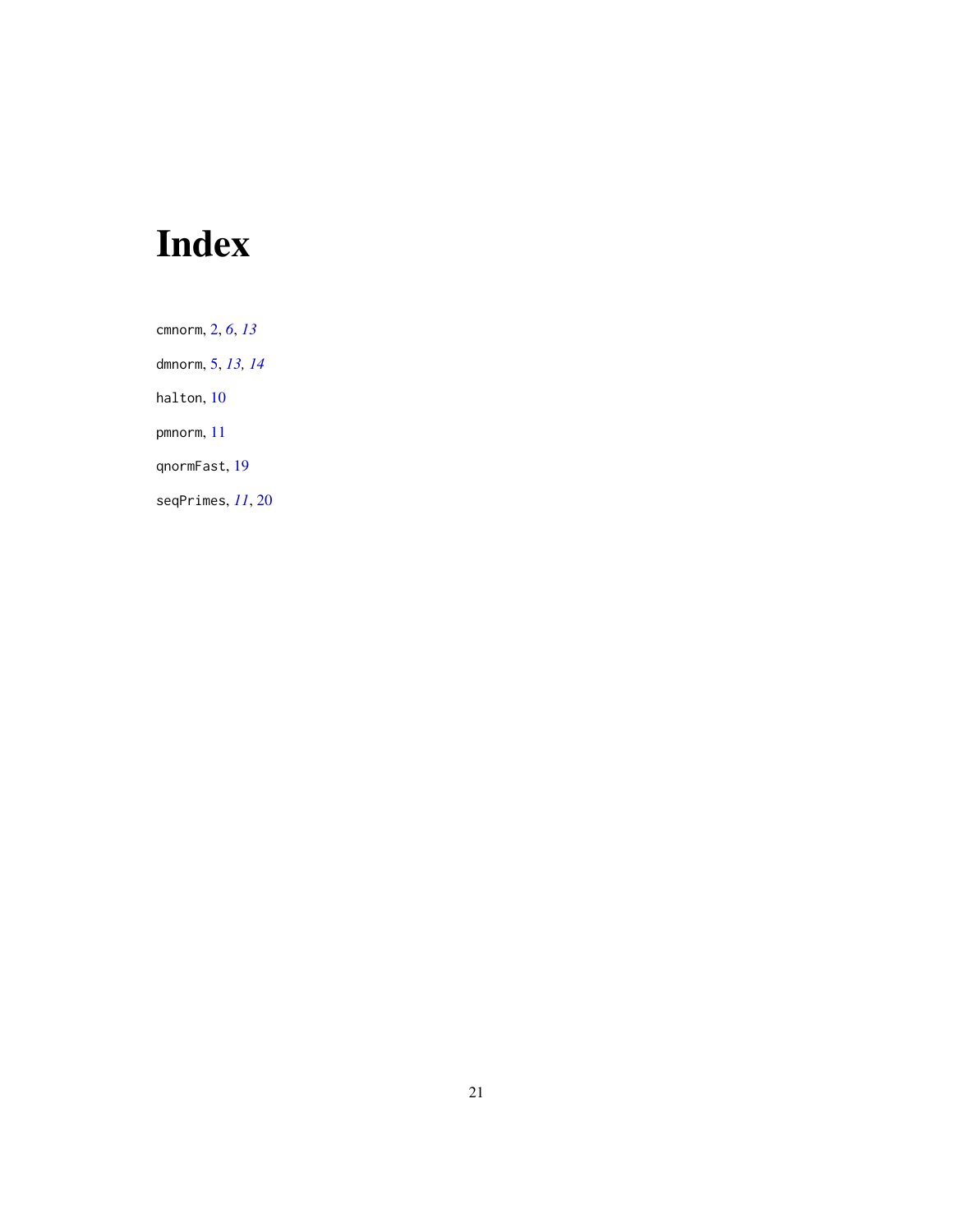# Index

cmnorm, 2, *6*, *13*

dmnorm, 5, *13, 14*

halton, 10

pmnorm, 11

qnormFast, 19

seqPrimes, *11*, 20